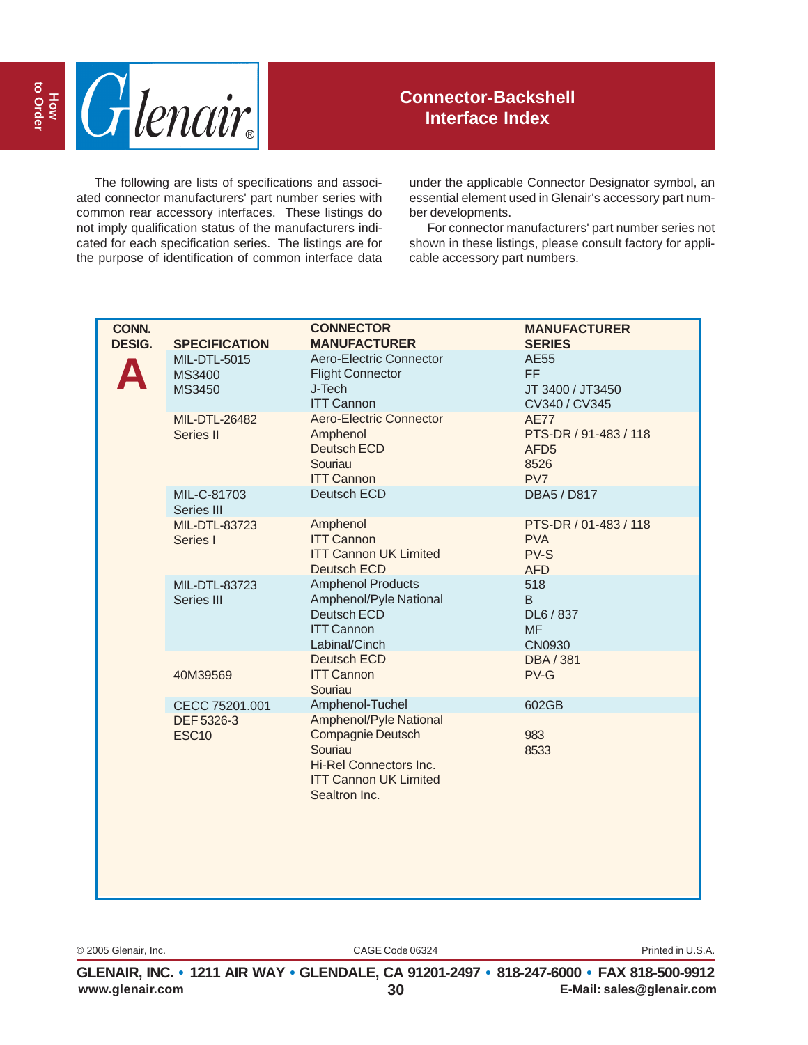# Connector-Backshell Interface Index

The following are lists of specifications and associated connector manufacturers' part number series with common rear accessory interfaces. These listings do not imply qualification status of the manufacturers indicated for each specification series. The listings are for the purpose of identification of common interface data under the applicable Connector Designator symbol, an essential element used in Glenair's accessory part number developments.

For connector manufacturers' part number series not shown in these listings, please consult factory for applicable accessory part numbers.

| CONN. DESIG. | SPECIFICATION | CONNECTOR MANUFACTURER | MANUFACTURER SERIES |
|---|---|---|---|
| **A** | MIL-DTL-5015<br>MS3400<br>MS3450 | Aero-Electric Connector<br>Flight Connector<br>J-Tech<br>ITT Cannon | AE55<br>FF<br>JT 3400 / JT3450<br>CV340 / CV345 |
| | MIL-DTL-26482<br>Series II | Aero-Electric Connector<br>Amphenol<br>Deutsch ECD<br>Souriau<br>ITT Cannon | AE77<br>PTS-DR / 91-483 / 118<br>AFD5<br>8526<br>PV7 |
| | MIL-C-81703<br>Series III | Deutsch ECD | DBA5 / D817 |
| | MIL-DTL-83723<br>Series I | Amphenol<br>ITT Cannon<br>ITT Cannon UK Limited<br>Deutsch ECD | PTS-DR / 01-483 / 118<br>PVA<br>PV-S<br>AFD |
| | MIL-DTL-83723<br>Series III | Amphenol Products<br>Amphenol/Pyle National<br>Deutsch ECD<br>ITT Cannon<br>Labinal/Cinch | 518<br>B<br>DL6 / 837<br>MF<br>CN0930 |
| | 40M39569 | Deutsch ECD<br>ITT Cannon<br>Souriau | DBA / 381<br>PV-G |
| | CECC 75201.001 | Amphenol-Tuchel | 602GB |
| | DEF 5326-3<br>ESC10 | Amphenol/Pyle National<br>Compagnie Deutsch<br>Souriau<br>Hi-Rel Connectors Inc.<br>ITT Cannon UK Limited<br>Sealtron Inc. | 983<br>8533 |

© 2005 Glenair, Inc. CAGE Code 06324 Printed in U.S.A.

GLENAIR, INC. • 1211 AIR WAY • GLENDALE, CA 91201-2497 • 818-247-6000 • FAX 818-500-9912
www.glenair.com E-Mail: sales@glenair.com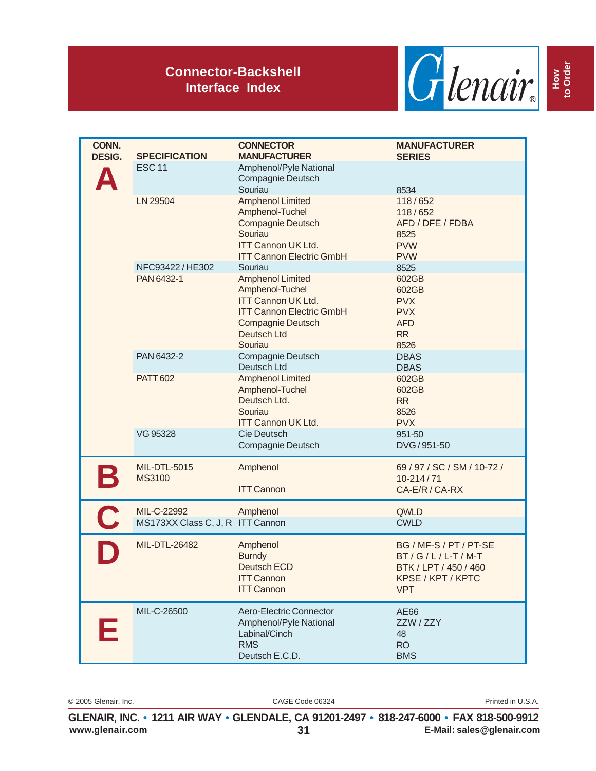# Connector-Backshell Interface Index

| CONN. DESIG. | SPECIFICATION | CONNECTOR MANUFACTURER | MANUFACTURER SERIES |
|---|---|---|---|
| A | ESC 11 | Amphenol/Pyle National | |
| | | Compagnie Deutsch | |
| | | Souriau | 8534 |
| | LN 29504 | Amphenol Limited | 118 / 652 |
| | | Amphenol-Tuchel | 118 / 652 |
| | | Compagnie Deutsch | AFD / DFE / FDBA |
| | | Souriau | 8525 |
| | | ITT Cannon UK Ltd. | PVW |
| | | ITT Cannon Electric GmbH | PVW |
| | NFC93422 / HE302 | Souriau | 8525 |
| | PAN 6432-1 | Amphenol Limited | 602GB |
| | | Amphenol-Tuchel | 602GB |
| | | ITT Cannon UK Ltd. | PVX |
| | | ITT Cannon Electric GmbH | PVX |
| | | Compagnie Deutsch | AFD |
| | | Deutsch Ltd | RR |
| | | Souriau | 8526 |
| | PAN 6432-2 | Compagnie Deutsch | DBAS |
| | | Deutsch Ltd | DBAS |
| | PATT 602 | Amphenol Limited | 602GB |
| | | Amphenol-Tuchel | 602GB |
| | | Deutsch Ltd. | RR |
| | | Souriau | 8526 |
| | | ITT Cannon UK Ltd. | PVX |
| | VG 95328 | Cie Deutsch | 951-50 |
| | | Compagnie Deutsch | DVG / 951-50 |
| B | MIL-DTL-5015 | Amphenol | 69 / 97 / SC / SM / 10-72 / |
| | MS3100 | | 10-214 / 71 |
| | | ITT Cannon | CA-E/R / CA-RX |
| C | MIL-C-22992 | Amphenol | QWLD |
| | MS173XX Class C, J, R | ITT Cannon | CWLD |
| D | MIL-DTL-26482 | Amphenol | BG / MF-S / PT / PT-SE |
| | | Burndy | BT / G / L / L-T / M-T |
| | | Deutsch ECD | BTK / LPT / 450 / 460 |
| | | ITT Cannon | KPSE / KPT / KPTC |
| | | ITT Cannon | VPT |
| E | MIL-C-26500 | Aero-Electric Connector | AE66 |
| | | Amphenol/Pyle National | ZZW / ZZY |
| | | Labinal/Cinch | 48 |
| | | RMS | RO |
| | | Deutsch E.C.D. | BMS |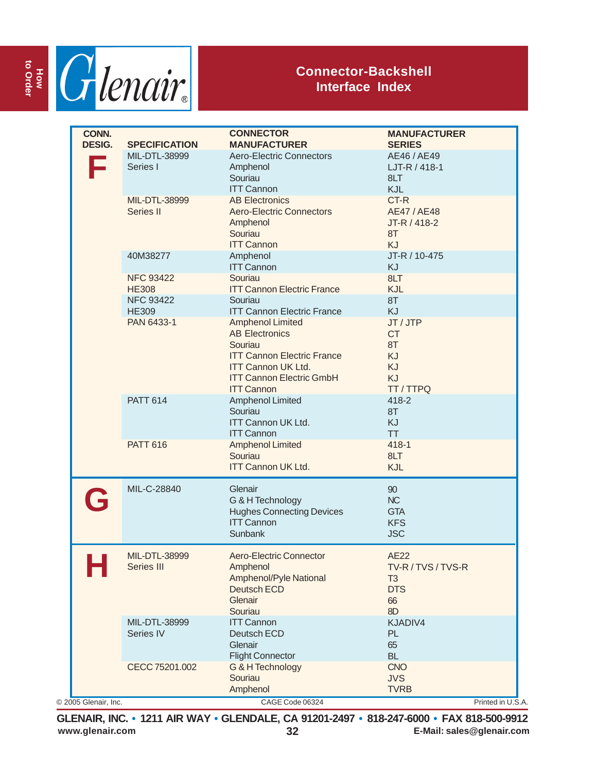# Connector-Backshell Interface Index

| CONN. DESIG. | SPECIFICATION | CONNECTOR MANUFACTURER | MANUFACTURER SERIES |
|---|---|---|---|
| F | MIL-DTL-38999 Series I | Aero-Electric Connectors | AE46 / AE49 |
| | | Amphenol | LJT-R / 418-1 |
| | | Souriau | 8LT |
| | | ITT Cannon | KJL |
| | MIL-DTL-38999 Series II | AB Electronics | CT-R |
| | | Aero-Electric Connectors | AE47 / AE48 |
| | | Amphenol | JT-R / 418-2 |
| | | Souriau | 8T |
| | | ITT Cannon | KJ |
| | 40M38277 | Amphenol | JT-R / 10-475 |
| | | ITT Cannon | KJ |
| | NFC 93422 HE308 | Souriau | 8LT |
| | | ITT Cannon Electric France | KJL |
| | NFC 93422 HE309 | Souriau | 8T |
| | | ITT Cannon Electric France | KJ |
| | PAN 6433-1 | Amphenol Limited | JT / JTP |
| | | AB Electronics | CT |
| | | Souriau | 8T |
| | | ITT Cannon Electric France | KJ |
| | | ITT Cannon UK Ltd. | KJ |
| | | ITT Cannon Electric GmbH | KJ |
| | | ITT Cannon | TT / TTPQ |
| | PATT 614 | Amphenol Limited | 418-2 |
| | | Souriau | 8T |
| | | ITT Cannon UK Ltd. | KJ |
| | | ITT Cannon | TT |
| | PATT 616 | Amphenol Limited | 418-1 |
| | | Souriau | 8LT |
| | | ITT Cannon UK Ltd. | KJL |
| G | MIL-C-28840 | Glenair | 90 |
| | | G & H Technology | NC |
| | | Hughes Connecting Devices | GTA |
| | | ITT Cannon | KFS |
| | | Sunbank | JSC |
| H | MIL-DTL-38999 Series III | Aero-Electric Connector | AE22 |
| | | Amphenol | TV-R / TVS / TVS-R |
| | | Amphenol/Pyle National | T3 |
| | | Deutsch ECD | DTS |
| | | Glenair | 66 |
| | | Souriau | 8D |
| | MIL-DTL-38999 Series IV | ITT Cannon | KJADIV4 |
| | | Deutsch ECD | PL |
| | | Glenair | 65 |
| | | Flight Connector | BL |
| | CECC 75201.002 | G & H Technology | CNO |
| | | Souriau | JVS |
| | | Amphenol | TVRB |

© 2005 Glenair, Inc. CAGE Code 06324 Printed in U.S.A.

**GLENAIR, INC. • 1211 AIR WAY • GLENDALE, CA 91201-2497 • 818-247-6000 • FAX 818-500-9912**
**www.glenair.com** **E-Mail: sales@glenair.com**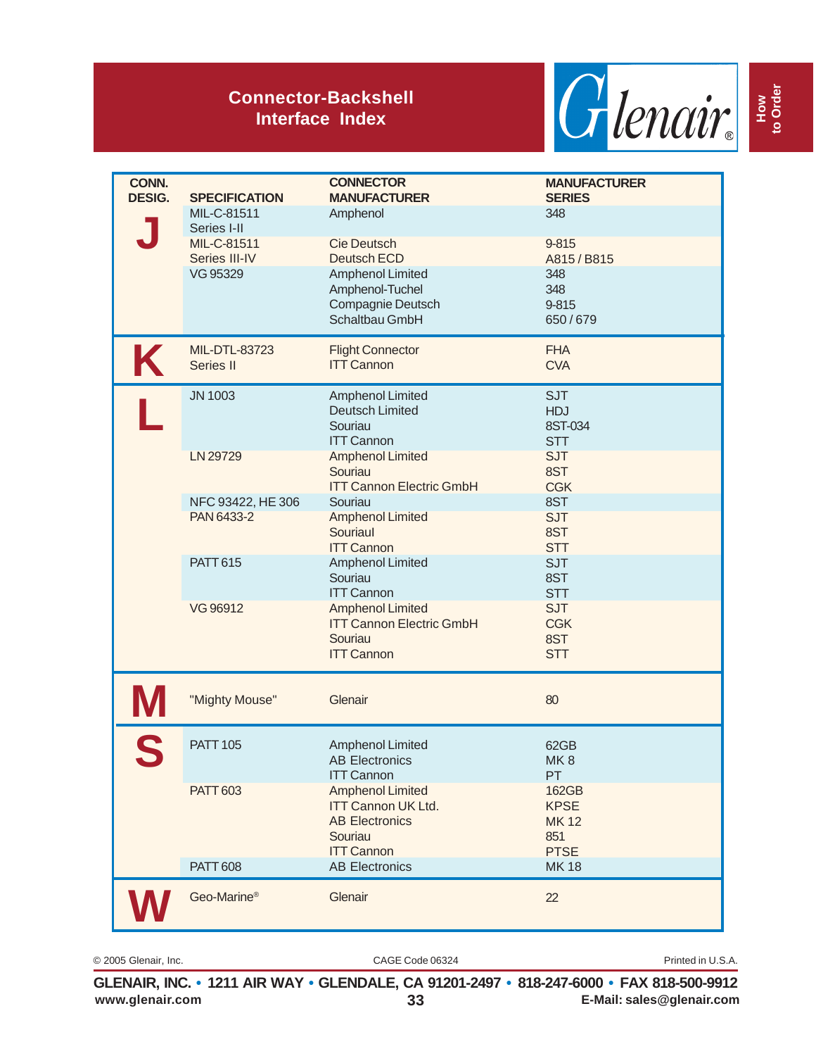# Connector-Backshell Interface Index

| CONN. DESIG. | SPECIFICATION | CONNECTOR MANUFACTURER | MANUFACTURER SERIES |
|---|---|---|---|
| J | MIL-C-81511 Series I-II | Amphenol | 348 |
| | MIL-C-81511 Series III-IV | Cie Deutsch | 9-815 |
| | | Deutsch ECD | A815 / B815 |
| | VG 95329 | Amphenol Limited | 348 |
| | | Amphenol-Tuchel | 348 |
| | | Compagnie Deutsch | 9-815 |
| | | Schaltbau GmbH | 650 / 679 |
| K | MIL-DTL-83723 Series II | Flight Connector | FHA |
| | | ITT Cannon | CVA |
| L | JN 1003 | Amphenol Limited | SJT |
| | | Deutsch Limited | HDJ |
| | | Souriau | 8ST-034 |
| | | ITT Cannon | STT |
| | LN 29729 | Amphenol Limited | SJT |
| | | Souriau | 8ST |
| | | ITT Cannon Electric GmbH | CGK |
| | NFC 93422, HE 306 | Souriau | 8ST |
| | PAN 6433-2 | Amphenol Limited | SJT |
| | | Souriaul | 8ST |
| | | ITT Cannon | STT |
| | PATT 615 | Amphenol Limited | SJT |
| | | Souriau | 8ST |
| | | ITT Cannon | STT |
| | VG 96912 | Amphenol Limited | SJT |
| | | ITT Cannon Electric GmbH | CGK |
| | | Souriau | 8ST |
| | | ITT Cannon | STT |
| M | "Mighty Mouse" | Glenair | 80 |
| S | PATT 105 | Amphenol Limited | 62GB |
| | | AB Electronics | MK 8 |
| | | ITT Cannon | PT |
| | PATT 603 | Amphenol Limited | 162GB |
| | | ITT Cannon UK Ltd. | KPSE |
| | | AB Electronics | MK 12 |
| | | Souriau | 851 |
| | | ITT Cannon | PTSE |
| | PATT 608 | AB Electronics | MK 18 |
| W | Geo-Marine® | Glenair | 22 |

© 2005 Glenair, Inc. CAGE Code 06324 Printed in U.S.A.

GLENAIR, INC. • 1211 AIR WAY • GLENDALE, CA 91201-2497 • 818-247-6000 • FAX 818-500-9912

www.glenair.com E-Mail: sales@glenair.com